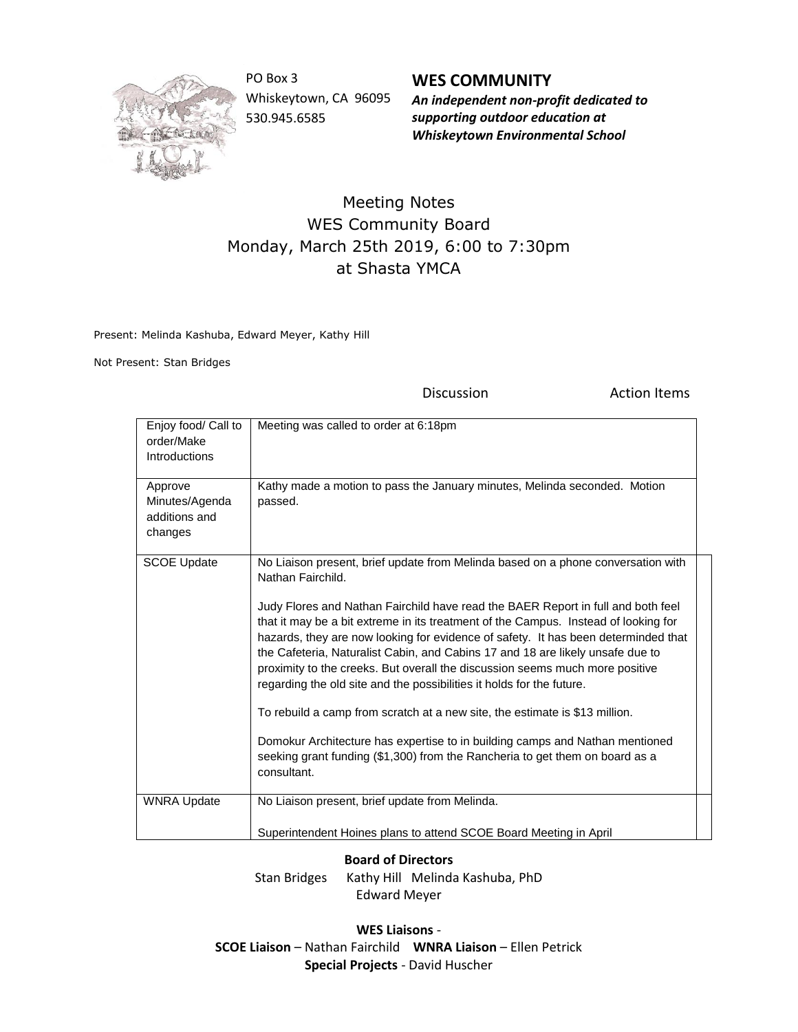PO Box 3
Whiskeytown, CA 96095
530.945.6585

**WES COMMUNITY**
***An independent non-profit dedicated to supporting outdoor education at Whiskeytown Environmental School***

# Meeting Notes
## WES Community Board
## Monday, March 25th 2019, 6:00 to 7:30pm
## at Shasta YMCA

Present: Melinda Kashuba, Edward Meyer, Kathy Hill

Not Present: Stan Bridges

| | Discussion | Action Items |
|---|---|---|
| Enjoy food/ Call to order/Make Introductions | Meeting was called to order at 6:18pm | |
| Approve Minutes/Agenda additions and changes | Kathy made a motion to pass the January minutes, Melinda seconded. Motion passed. | |
| SCOE Update | No Liaison present, brief update from Melinda based on a phone conversation with Nathan Fairchild.<br><br>Judy Flores and Nathan Fairchild have read the BAER Report in full and both feel that it may be a bit extreme in its treatment of the Campus. Instead of looking for hazards, they are now looking for evidence of safety. It has been determinded that the Cafeteria, Naturalist Cabin, and Cabins 17 and 18 are likely unsafe due to proximity to the creeks. But overall the discussion seems much more positive regarding the old site and the possibilities it holds for the future.<br><br>To rebuild a camp from scratch at a new site, the estimate is $13 million.<br><br>Domokur Architecture has expertise to in building camps and Nathan mentioned seeking grant funding ($1,300) from the Rancheria to get them on board as a consultant. | |
| WNRA Update | No Liaison present, brief update from Melinda.<br><br>Superintendent Hoines plans to attend SCOE Board Meeting in April | |

**Board of Directors**
Stan Bridges Kathy Hill Melinda Kashuba, PhD
Edward Meyer

**WES Liaisons** -
**SCOE Liaison** – Nathan Fairchild **WNRA Liaison** – Ellen Petrick
**Special Projects** - David Huscher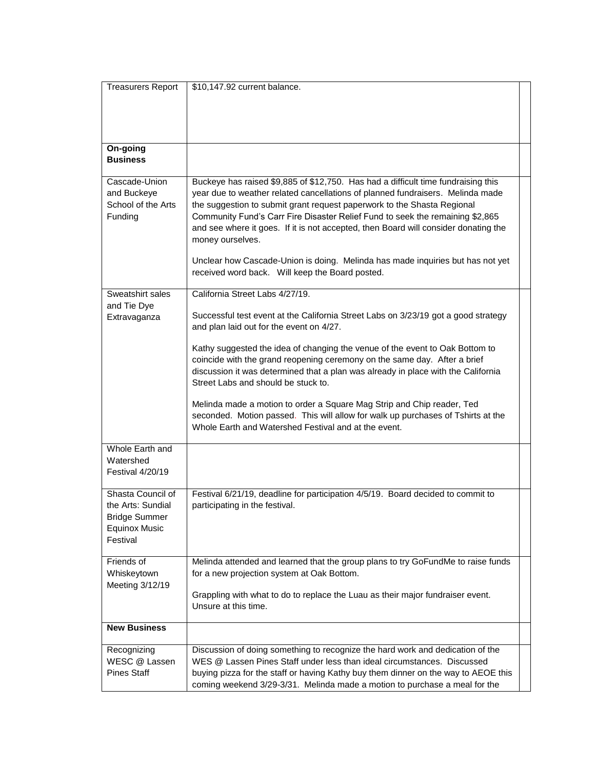| Treasurers Report | $10,147.92 current balance. | |
|---|---|---|
| **On-going Business** | | |
| Cascade-Union and Buckeye School of the Arts Funding | Buckeye has raised $9,885 of $12,750. Has had a difficult time fundraising this year due to weather related cancellations of planned fundraisers. Melinda made the suggestion to submit grant request paperwork to the Shasta Regional Community Fund's Carr Fire Disaster Relief Fund to seek the remaining $2,865 and see where it goes. If it is not accepted, then Board will consider donating the money ourselves.<br><br>Unclear how Cascade-Union is doing. Melinda has made inquiries but has not yet received word back. Will keep the Board posted. | |
| Sweatshirt sales and Tie Dye Extravaganza | California Street Labs 4/27/19.<br><br>Successful test event at the California Street Labs on 3/23/19 got a good strategy and plan laid out for the event on 4/27.<br><br>Kathy suggested the idea of changing the venue of the event to Oak Bottom to coincide with the grand reopening ceremony on the same day. After a brief discussion it was determined that a plan was already in place with the California Street Labs and should be stuck to.<br><br>Melinda made a motion to order a Square Mag Strip and Chip reader, Ted seconded. Motion passed. This will allow for walk up purchases of Tshirts at the Whole Earth and Watershed Festival and at the event. | |
| Whole Earth and Watershed Festival 4/20/19 | | |
| Shasta Council of the Arts: Sundial Bridge Summer Equinox Music Festival | Festival 6/21/19, deadline for participation 4/5/19. Board decided to commit to participating in the festival. | |
| Friends of Whiskeytown Meeting 3/12/19 | Melinda attended and learned that the group plans to try GoFundMe to raise funds for a new projection system at Oak Bottom.<br><br>Grappling with what to do to replace the Luau as their major fundraiser event. Unsure at this time. | |
| **New Business** | | |
| Recognizing WESC @ Lassen Pines Staff | Discussion of doing something to recognize the hard work and dedication of the WES @ Lassen Pines Staff under less than ideal circumstances. Discussed buying pizza for the staff or having Kathy buy them dinner on the way to AEOE this coming weekend 3/29-3/31. Melinda made a motion to purchase a meal for the | |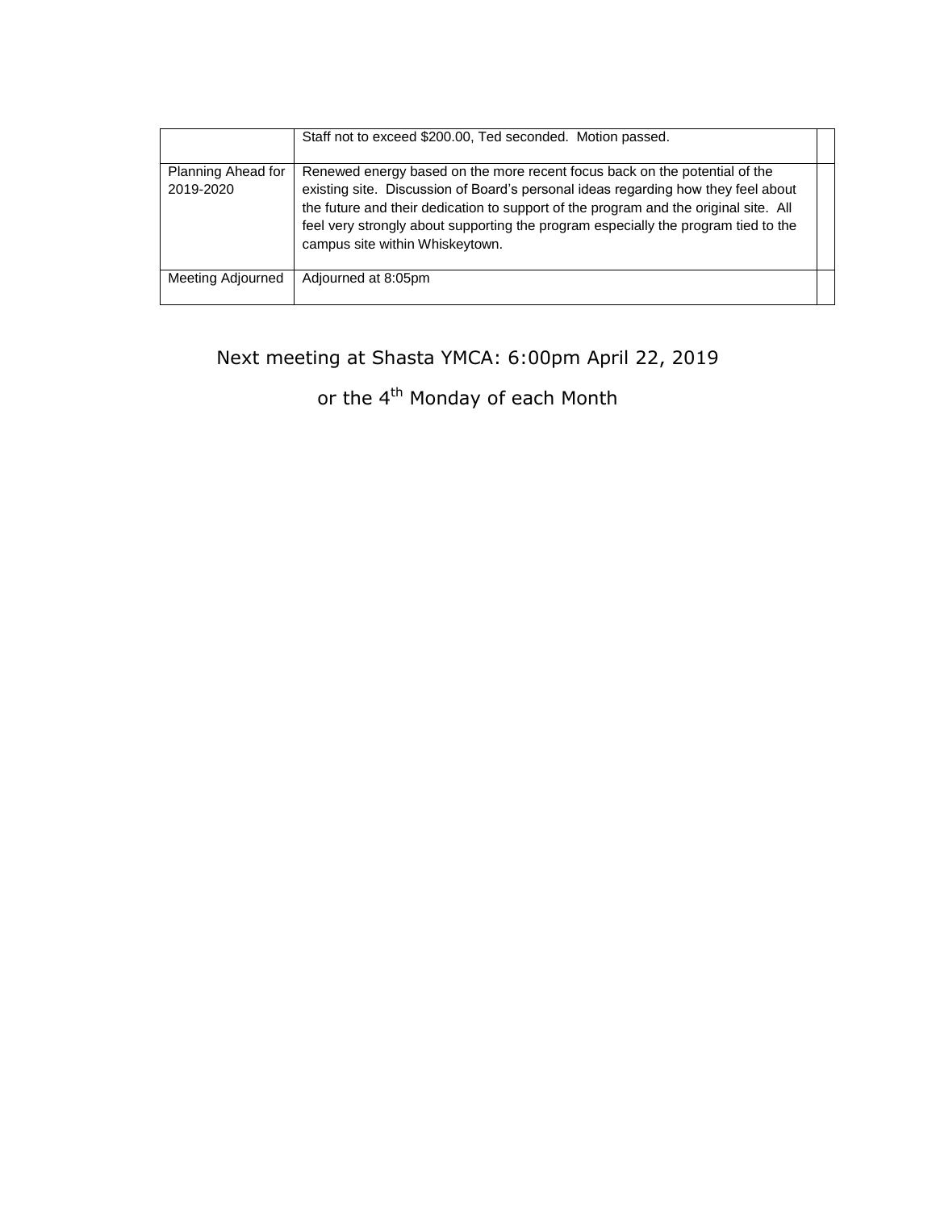| | | |
|---|---|---|
| | Staff not to exceed $200.00, Ted seconded. Motion passed. | |
| Planning Ahead for 2019-2020 | Renewed energy based on the more recent focus back on the potential of the existing site. Discussion of Board's personal ideas regarding how they feel about the future and their dedication to support of the program and the original site. All feel very strongly about supporting the program especially the program tied to the campus site within Whiskeytown. | |
| Meeting Adjourned | Adjourned at 8:05pm | |

Next meeting at Shasta YMCA: 6:00pm April 22, 2019

or the 4th Monday of each Month